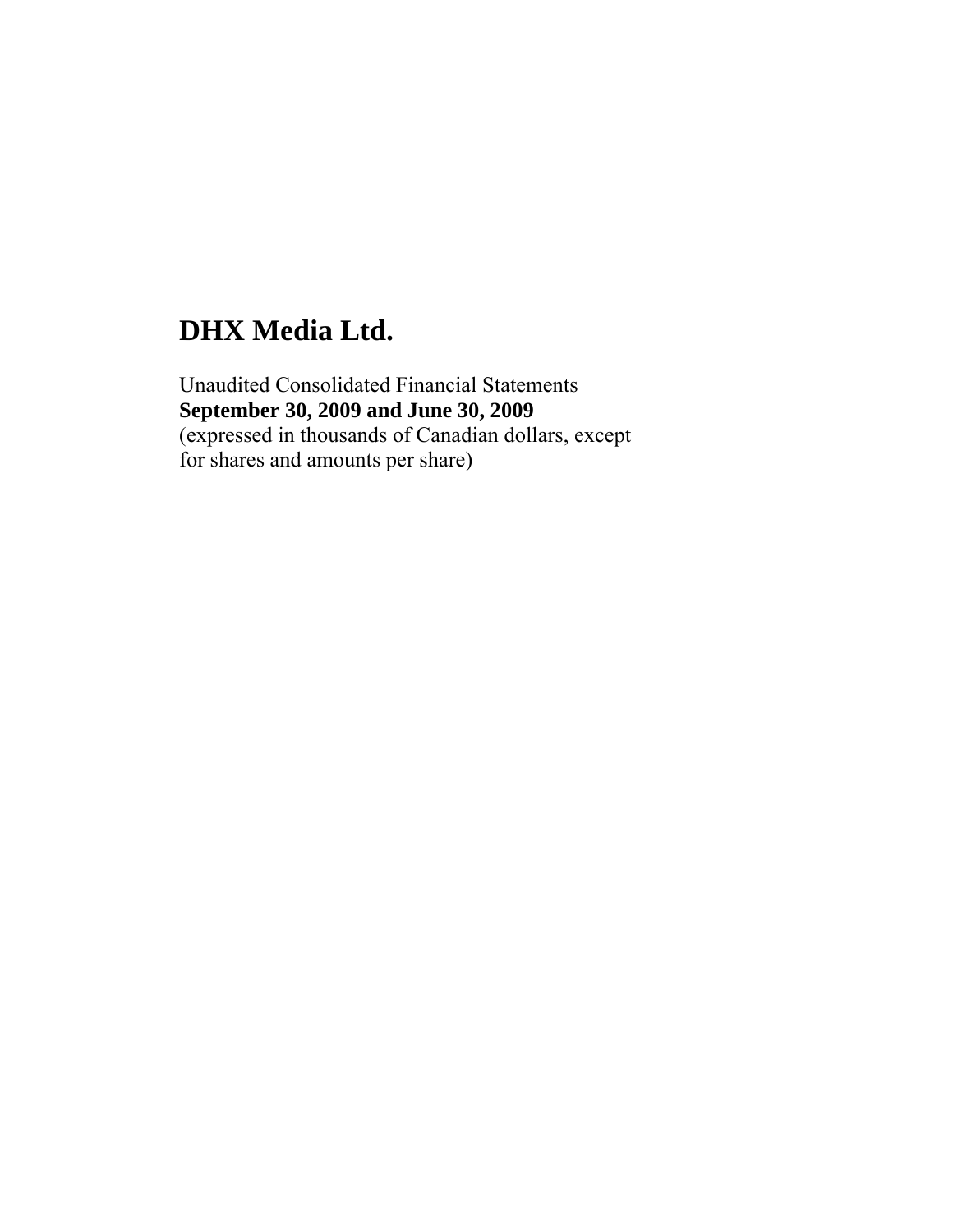# DHX Media Ltd.

Unaudited Consolidated Financial Statements
**September 30, 2009 and June 30, 2009**
(expressed in thousands of Canadian dollars, except for shares and amounts per share)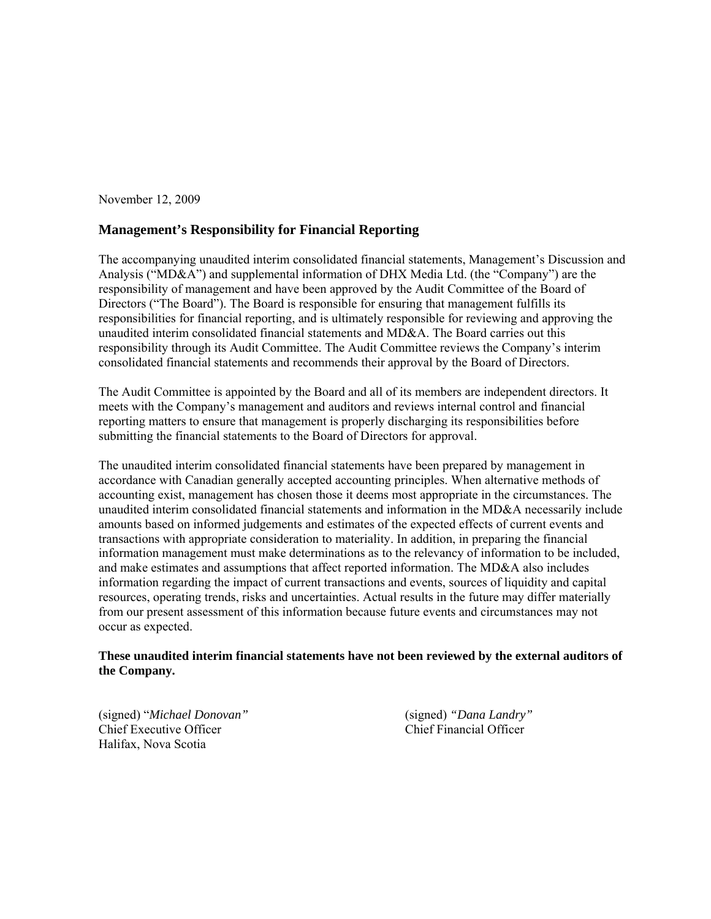November 12, 2009

## Management's Responsibility for Financial Reporting

The accompanying unaudited interim consolidated financial statements, Management's Discussion and Analysis ("MD&A") and supplemental information of DHX Media Ltd. (the "Company") are the responsibility of management and have been approved by the Audit Committee of the Board of Directors ("The Board"). The Board is responsible for ensuring that management fulfills its responsibilities for financial reporting, and is ultimately responsible for reviewing and approving the unaudited interim consolidated financial statements and MD&A. The Board carries out this responsibility through its Audit Committee. The Audit Committee reviews the Company's interim consolidated financial statements and recommends their approval by the Board of Directors.

The Audit Committee is appointed by the Board and all of its members are independent directors. It meets with the Company's management and auditors and reviews internal control and financial reporting matters to ensure that management is properly discharging its responsibilities before submitting the financial statements to the Board of Directors for approval.

The unaudited interim consolidated financial statements have been prepared by management in accordance with Canadian generally accepted accounting principles. When alternative methods of accounting exist, management has chosen those it deems most appropriate in the circumstances. The unaudited interim consolidated financial statements and information in the MD&A necessarily include amounts based on informed judgements and estimates of the expected effects of current events and transactions with appropriate consideration to materiality. In addition, in preparing the financial information management must make determinations as to the relevancy of information to be included, and make estimates and assumptions that affect reported information. The MD&A also includes information regarding the impact of current transactions and events, sources of liquidity and capital resources, operating trends, risks and uncertainties. Actual results in the future may differ materially from our present assessment of this information because future events and circumstances may not occur as expected.

**These unaudited interim financial statements have not been reviewed by the external auditors of the Company.**

(signed) "*Michael Donovan*"
Chief Executive Officer
Halifax, Nova Scotia

(signed) *"Dana Landry"*
Chief Financial Officer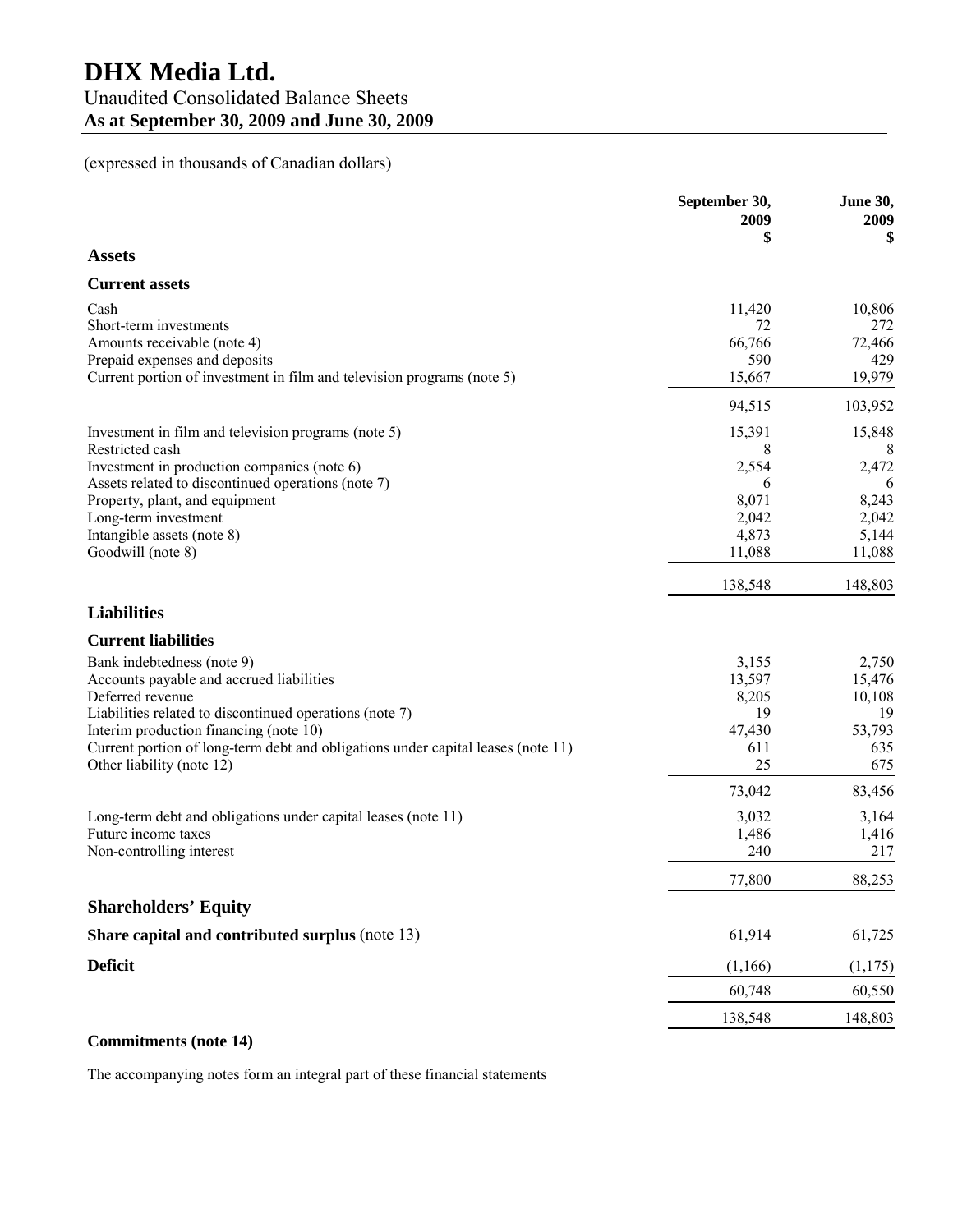# DHX Media Ltd.

## Unaudited Consolidated Balance Sheets

**As at September 30, 2009 and June 30, 2009**

(expressed in thousands of Canadian dollars)

| | September 30, 2009 $ | June 30, 2009 $ |
|---|---|---|
| **Assets** | | |
| **Current assets** | | |
| Cash | 11,420 | 10,806 |
| Short-term investments | 72 | 272 |
| Amounts receivable (note 4) | 66,766 | 72,466 |
| Prepaid expenses and deposits | 590 | 429 |
| Current portion of investment in film and television programs (note 5) | 15,667 | 19,979 |
| | 94,515 | 103,952 |
| Investment in film and television programs (note 5) | 15,391 | 15,848 |
| Restricted cash | 8 | 8 |
| Investment in production companies (note 6) | 2,554 | 2,472 |
| Assets related to discontinued operations (note 7) | 6 | 6 |
| Property, plant, and equipment | 8,071 | 8,243 |
| Long-term investment | 2,042 | 2,042 |
| Intangible assets (note 8) | 4,873 | 5,144 |
| Goodwill (note 8) | 11,088 | 11,088 |
| | 138,548 | 148,803 |
| **Liabilities** | | |
| **Current liabilities** | | |
| Bank indebtedness (note 9) | 3,155 | 2,750 |
| Accounts payable and accrued liabilities | 13,597 | 15,476 |
| Deferred revenue | 8,205 | 10,108 |
| Liabilities related to discontinued operations (note 7) | 19 | 19 |
| Interim production financing (note 10) | 47,430 | 53,793 |
| Current portion of long-term debt and obligations under capital leases (note 11) | 611 | 635 |
| Other liability (note 12) | 25 | 675 |
| | 73,042 | 83,456 |
| Long-term debt and obligations under capital leases (note 11) | 3,032 | 3,164 |
| Future income taxes | 1,486 | 1,416 |
| Non-controlling interest | 240 | 217 |
| | 77,800 | 88,253 |
| **Shareholders' Equity** | | |
| **Share capital and contributed surplus** (note 13) | 61,914 | 61,725 |
| **Deficit** | (1,166) | (1,175) |
| | 60,748 | 60,550 |
| | 138,548 | 148,803 |

**Commitments (note 14)**

The accompanying notes form an integral part of these financial statements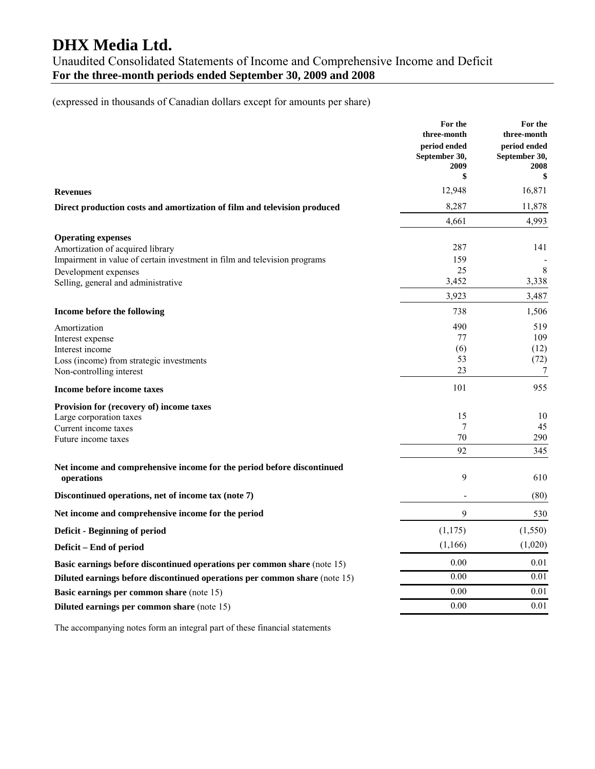# DHX Media Ltd.

## Unaudited Consolidated Statements of Income and Comprehensive Income and Deficit

**For the three-month periods ended September 30, 2009 and 2008**

(expressed in thousands of Canadian dollars except for amounts per share)

| | For the three-month period ended September 30, 2009 $ | For the three-month period ended September 30, 2008 $ |
|---|---|---|
| **Revenues** | 12,948 | 16,871 |
| **Direct production costs and amortization of film and television produced** | 8,287 | 11,878 |
| | 4,661 | 4,993 |
| **Operating expenses** | | |
| Amortization of acquired library | 287 | 141 |
| Impairment in value of certain investment in film and television programs | 159 | - |
| Development expenses | 25 | 8 |
| Selling, general and administrative | 3,452 | 3,338 |
| | 3,923 | 3,487 |
| **Income before the following** | 738 | 1,506 |
| Amortization | 490 | 519 |
| Interest expense | 77 | 109 |
| Interest income | (6) | (12) |
| Loss (income) from strategic investments | 53 | (72) |
| Non-controlling interest | 23 | 7 |
| **Income before income taxes** | 101 | 955 |
| **Provision for (recovery of) income taxes** | | |
| Large corporation taxes | 15 | 10 |
| Current income taxes | 7 | 45 |
| Future income taxes | 70 | 290 |
| | 92 | 345 |
| **Net income and comprehensive income for the period before discontinued operations** | 9 | 610 |
| **Discontinued operations, net of income tax (note 7)** | - | (80) |
| **Net income and comprehensive income for the period** | 9 | 530 |
| **Deficit - Beginning of period** | (1,175) | (1,550) |
| **Deficit – End of period** | (1,166) | (1,020) |
| **Basic earnings before discontinued operations per common share** (note 15) | 0.00 | 0.01 |
| **Diluted earnings before discontinued operations per common share** (note 15) | 0.00 | 0.01 |
| **Basic earnings per common share** (note 15) | 0.00 | 0.01 |
| **Diluted earnings per common share** (note 15) | 0.00 | 0.01 |

The accompanying notes form an integral part of these financial statements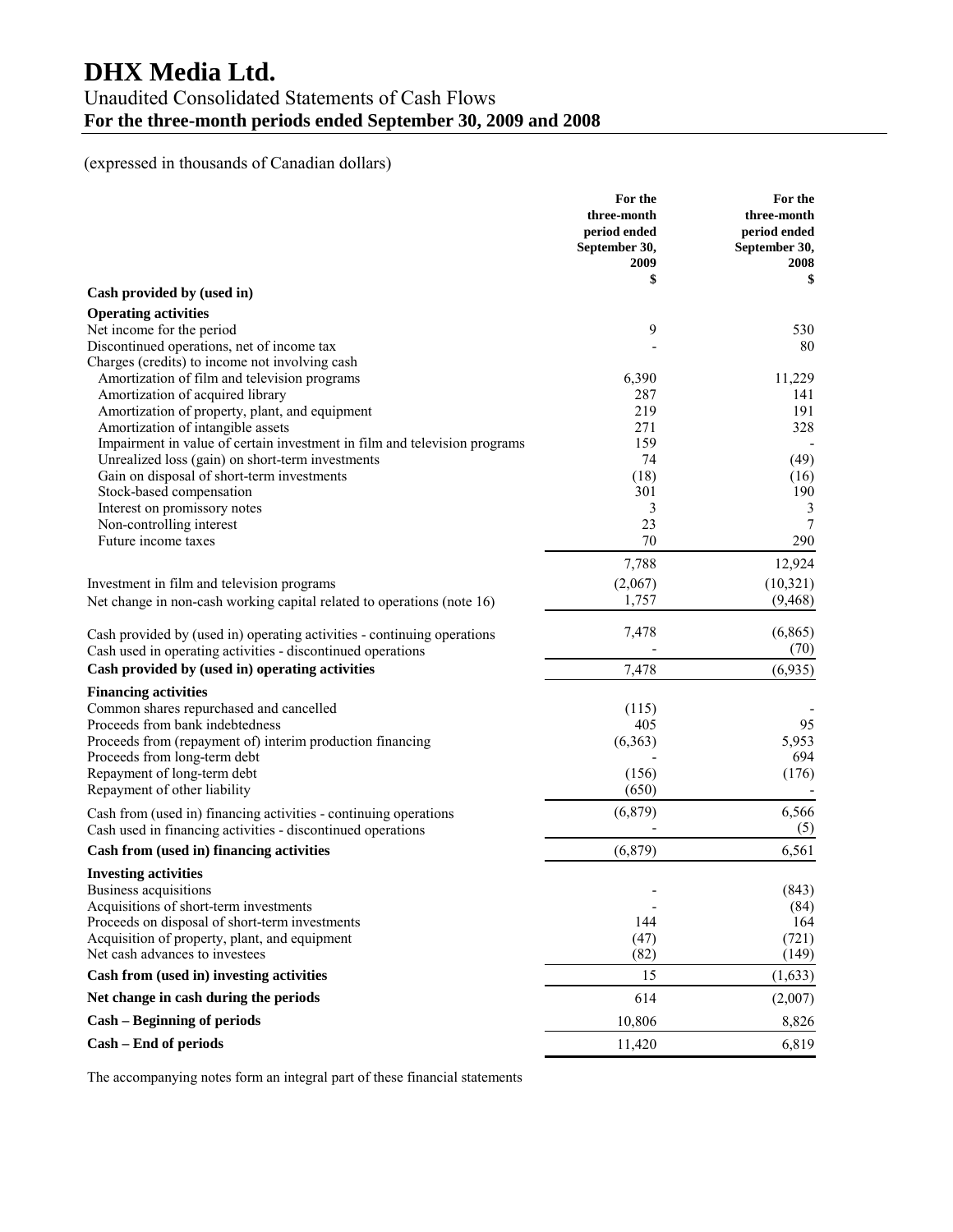# DHX Media Ltd.

Unaudited Consolidated Statements of Cash Flows

**For the three-month periods ended September 30, 2009 and 2008**

(expressed in thousands of Canadian dollars)

| | For the three-month period ended September 30, 2009 $ | For the three-month period ended September 30, 2008 $ |
|---|---|---|
| **Cash provided by (used in)** | | |
| **Operating activities** | | |
| Net income for the period | 9 | 530 |
| Discontinued operations, net of income tax | - | 80 |
| Charges (credits) to income not involving cash | | |
| Amortization of film and television programs | 6,390 | 11,229 |
| Amortization of acquired library | 287 | 141 |
| Amortization of property, plant, and equipment | 219 | 191 |
| Amortization of intangible assets | 271 | 328 |
| Impairment in value of certain investment in film and television programs | 159 | - |
| Unrealized loss (gain) on short-term investments | 74 | (49) |
| Gain on disposal of short-term investments | (18) | (16) |
| Stock-based compensation | 301 | 190 |
| Interest on promissory notes | 3 | 3 |
| Non-controlling interest | 23 | 7 |
| Future income taxes | 70 | 290 |
| | 7,788 | 12,924 |
| Investment in film and television programs | (2,067) | (10,321) |
| Net change in non-cash working capital related to operations (note 16) | 1,757 | (9,468) |
| Cash provided by (used in) operating activities - continuing operations | 7,478 | (6,865) |
| Cash used in operating activities - discontinued operations | - | (70) |
| **Cash provided by (used in) operating activities** | 7,478 | (6,935) |
| **Financing activities** | | |
| Common shares repurchased and cancelled | (115) | - |
| Proceeds from bank indebtedness | 405 | 95 |
| Proceeds from (repayment of) interim production financing | (6,363) | 5,953 |
| Proceeds from long-term debt | - | 694 |
| Repayment of long-term debt | (156) | (176) |
| Repayment of other liability | (650) | - |
| Cash from (used in) financing activities - continuing operations | (6,879) | 6,566 |
| Cash used in financing activities - discontinued operations | - | (5) |
| **Cash from (used in) financing activities** | (6,879) | 6,561 |
| **Investing activities** | | |
| Business acquisitions | - | (843) |
| Acquisitions of short-term investments | - | (84) |
| Proceeds on disposal of short-term investments | 144 | 164 |
| Acquisition of property, plant, and equipment | (47) | (721) |
| Net cash advances to investees | (82) | (149) |
| **Cash from (used in) investing activities** | 15 | (1,633) |
| **Net change in cash during the periods** | 614 | (2,007) |
| **Cash – Beginning of periods** | 10,806 | 8,826 |
| **Cash – End of periods** | 11,420 | 6,819 |

The accompanying notes form an integral part of these financial statements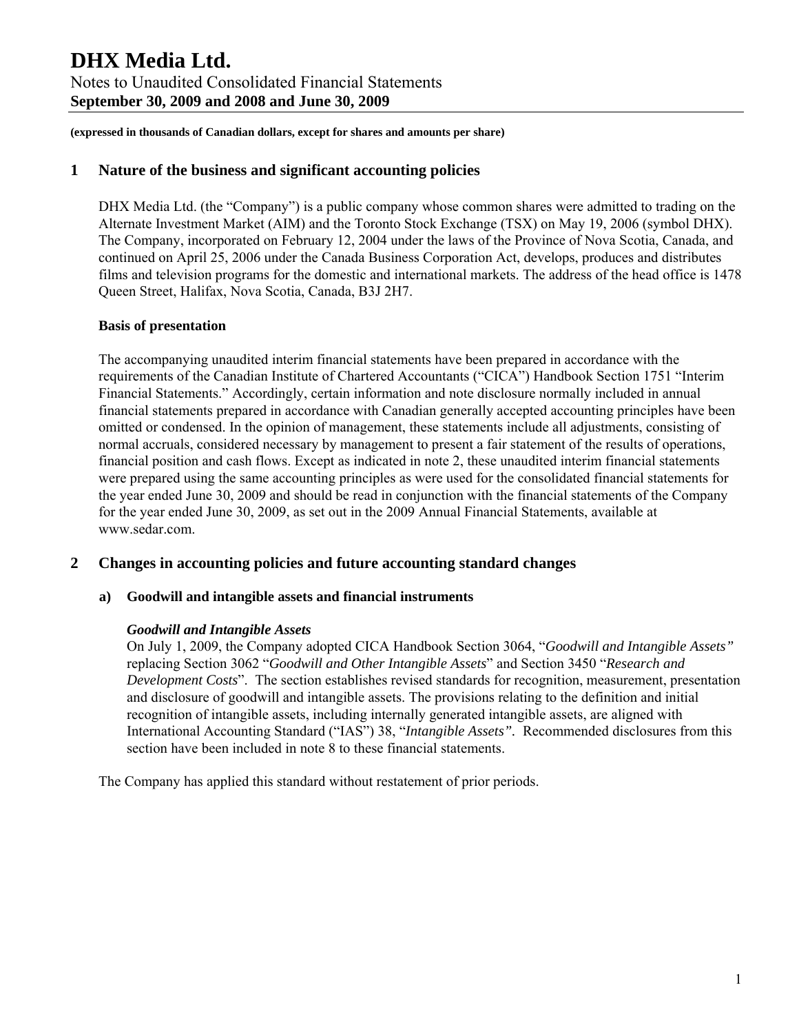**(expressed in thousands of Canadian dollars, except for shares and amounts per share)**

## 1 Nature of the business and significant accounting policies

DHX Media Ltd. (the "Company") is a public company whose common shares were admitted to trading on the Alternate Investment Market (AIM) and the Toronto Stock Exchange (TSX) on May 19, 2006 (symbol DHX). The Company, incorporated on February 12, 2004 under the laws of the Province of Nova Scotia, Canada, and continued on April 25, 2006 under the Canada Business Corporation Act, develops, produces and distributes films and television programs for the domestic and international markets. The address of the head office is 1478 Queen Street, Halifax, Nova Scotia, Canada, B3J 2H7.

**Basis of presentation**

The accompanying unaudited interim financial statements have been prepared in accordance with the requirements of the Canadian Institute of Chartered Accountants ("CICA") Handbook Section 1751 "Interim Financial Statements." Accordingly, certain information and note disclosure normally included in annual financial statements prepared in accordance with Canadian generally accepted accounting principles have been omitted or condensed. In the opinion of management, these statements include all adjustments, consisting of normal accruals, considered necessary by management to present a fair statement of the results of operations, financial position and cash flows. Except as indicated in note 2, these unaudited interim financial statements were prepared using the same accounting principles as were used for the consolidated financial statements for the year ended June 30, 2009 and should be read in conjunction with the financial statements of the Company for the year ended June 30, 2009, as set out in the 2009 Annual Financial Statements, available at www.sedar.com.

## 2 Changes in accounting policies and future accounting standard changes

### a) Goodwill and intangible assets and financial instruments

***Goodwill and Intangible Assets***

On July 1, 2009, the Company adopted CICA Handbook Section 3064, "*Goodwill and Intangible Assets"* replacing Section 3062 "*Goodwill and Other Intangible Assets*" and Section 3450 "*Research and Development Costs*". The section establishes revised standards for recognition, measurement, presentation and disclosure of goodwill and intangible assets. The provisions relating to the definition and initial recognition of intangible assets, including internally generated intangible assets, are aligned with International Accounting Standard ("IAS") 38, "*Intangible Assets"***.** Recommended disclosures from this section have been included in note 8 to these financial statements.

The Company has applied this standard without restatement of prior periods.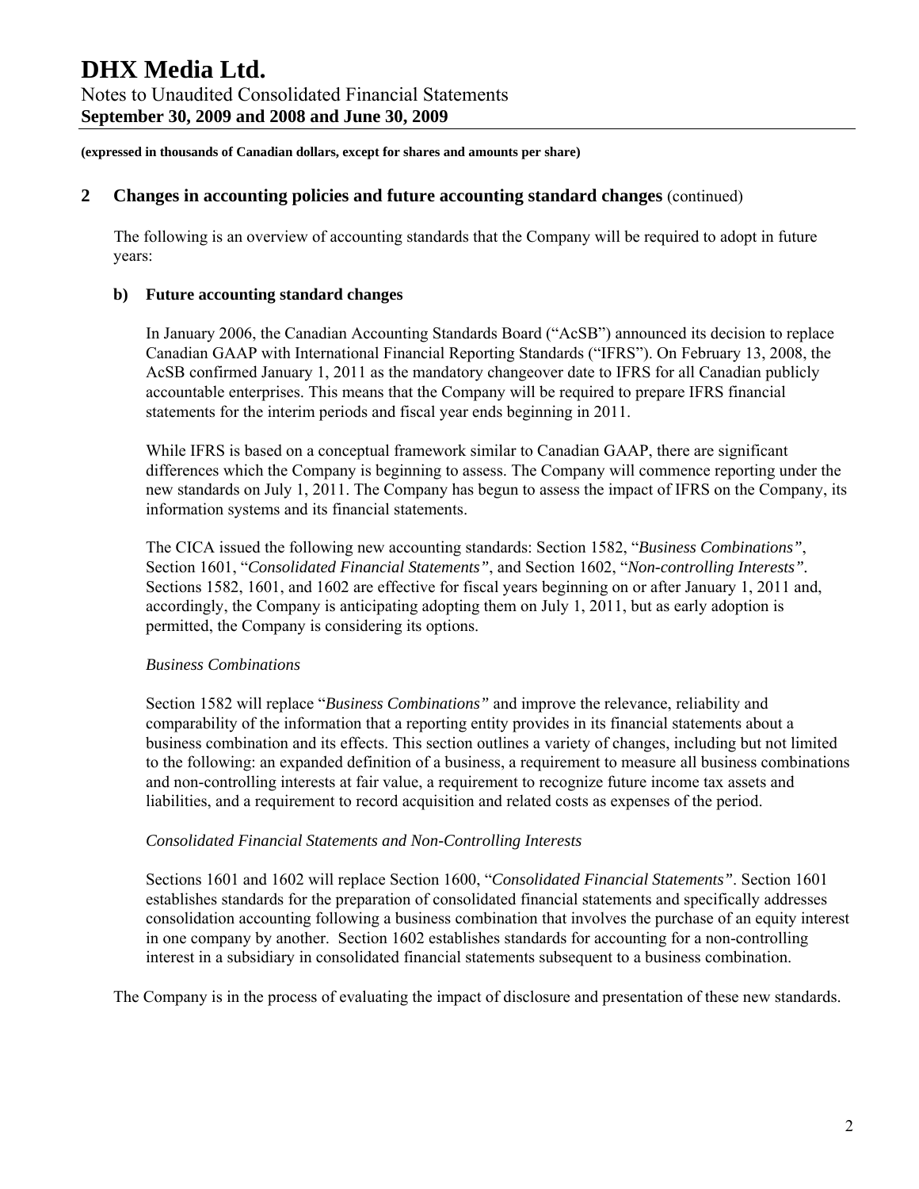**(expressed in thousands of Canadian dollars, except for shares and amounts per share)**

## 2 Changes in accounting policies and future accounting standard changes (continued)

The following is an overview of accounting standards that the Company will be required to adopt in future years:

### b) Future accounting standard changes

In January 2006, the Canadian Accounting Standards Board ("AcSB") announced its decision to replace Canadian GAAP with International Financial Reporting Standards ("IFRS"). On February 13, 2008, the AcSB confirmed January 1, 2011 as the mandatory changeover date to IFRS for all Canadian publicly accountable enterprises. This means that the Company will be required to prepare IFRS financial statements for the interim periods and fiscal year ends beginning in 2011.

While IFRS is based on a conceptual framework similar to Canadian GAAP, there are significant differences which the Company is beginning to assess. The Company will commence reporting under the new standards on July 1, 2011. The Company has begun to assess the impact of IFRS on the Company, its information systems and its financial statements.

The CICA issued the following new accounting standards: Section 1582, "*Business Combinations"*, Section 1601, "*Consolidated Financial Statements"*, and Section 1602, "*Non-controlling Interests"*. Sections 1582, 1601, and 1602 are effective for fiscal years beginning on or after January 1, 2011 and, accordingly, the Company is anticipating adopting them on July 1, 2011, but as early adoption is permitted, the Company is considering its options.

*Business Combinations*

Section 1582 will replace "*Business Combinations"* and improve the relevance, reliability and comparability of the information that a reporting entity provides in its financial statements about a business combination and its effects. This section outlines a variety of changes, including but not limited to the following: an expanded definition of a business, a requirement to measure all business combinations and non-controlling interests at fair value, a requirement to recognize future income tax assets and liabilities, and a requirement to record acquisition and related costs as expenses of the period.

*Consolidated Financial Statements and Non-Controlling Interests*

Sections 1601 and 1602 will replace Section 1600, "*Consolidated Financial Statements"*. Section 1601 establishes standards for the preparation of consolidated financial statements and specifically addresses consolidation accounting following a business combination that involves the purchase of an equity interest in one company by another. Section 1602 establishes standards for accounting for a non-controlling interest in a subsidiary in consolidated financial statements subsequent to a business combination.

The Company is in the process of evaluating the impact of disclosure and presentation of these new standards.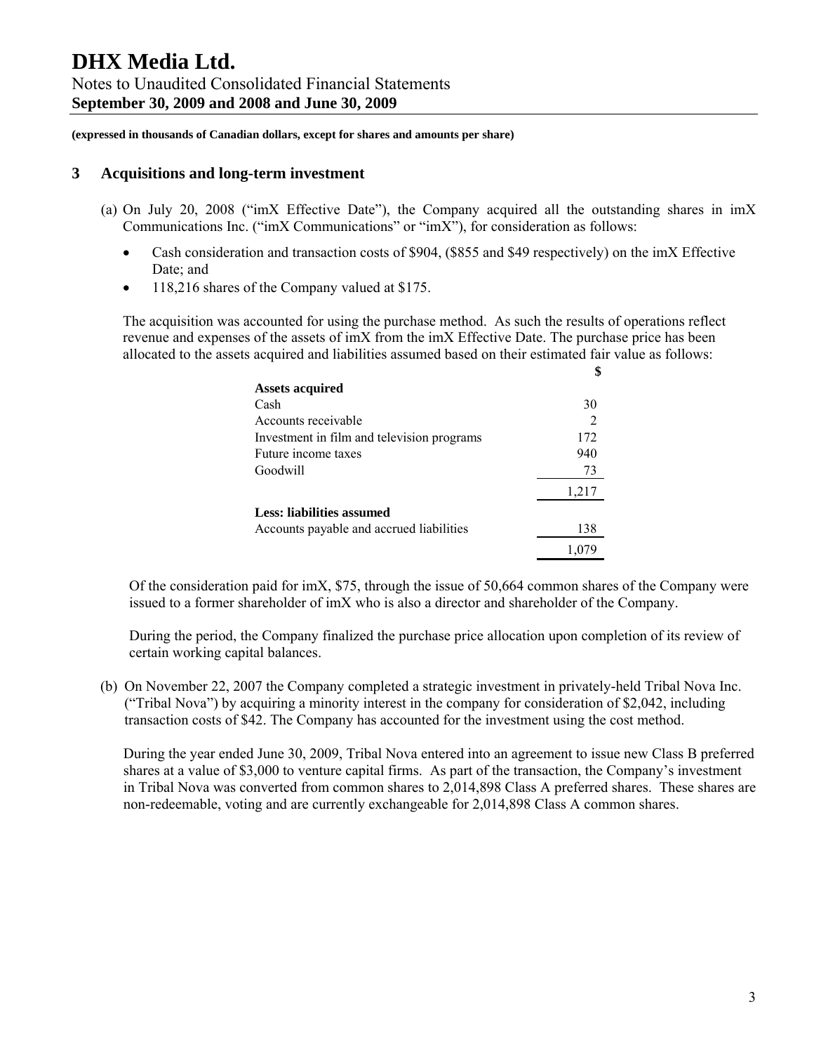**(expressed in thousands of Canadian dollars, except for shares and amounts per share)**

## 3 Acquisitions and long-term investment

(a) On July 20, 2008 ("imX Effective Date"), the Company acquired all the outstanding shares in imX Communications Inc. ("imX Communications" or "imX"), for consideration as follows:

- Cash consideration and transaction costs of $904, ($855 and $49 respectively) on the imX Effective Date; and
- 118,216 shares of the Company valued at $175.

The acquisition was accounted for using the purchase method. As such the results of operations reflect revenue and expenses of the assets of imX from the imX Effective Date. The purchase price has been allocated to the assets acquired and liabilities assumed based on their estimated fair value as follows:

| | $ |
|---|---|
| **Assets acquired** | |
| Cash | 30 |
| Accounts receivable | 2 |
| Investment in film and television programs | 172 |
| Future income taxes | 940 |
| Goodwill | 73 |
| | 1,217 |
| **Less: liabilities assumed** | |
| Accounts payable and accrued liabilities | 138 |
| | 1,079 |

Of the consideration paid for imX, $75, through the issue of 50,664 common shares of the Company were issued to a former shareholder of imX who is also a director and shareholder of the Company.

During the period, the Company finalized the purchase price allocation upon completion of its review of certain working capital balances.

(b) On November 22, 2007 the Company completed a strategic investment in privately-held Tribal Nova Inc. ("Tribal Nova") by acquiring a minority interest in the company for consideration of $2,042, including transaction costs of $42. The Company has accounted for the investment using the cost method.

During the year ended June 30, 2009, Tribal Nova entered into an agreement to issue new Class B preferred shares at a value of $3,000 to venture capital firms. As part of the transaction, the Company's investment in Tribal Nova was converted from common shares to 2,014,898 Class A preferred shares. These shares are non-redeemable, voting and are currently exchangeable for 2,014,898 Class A common shares.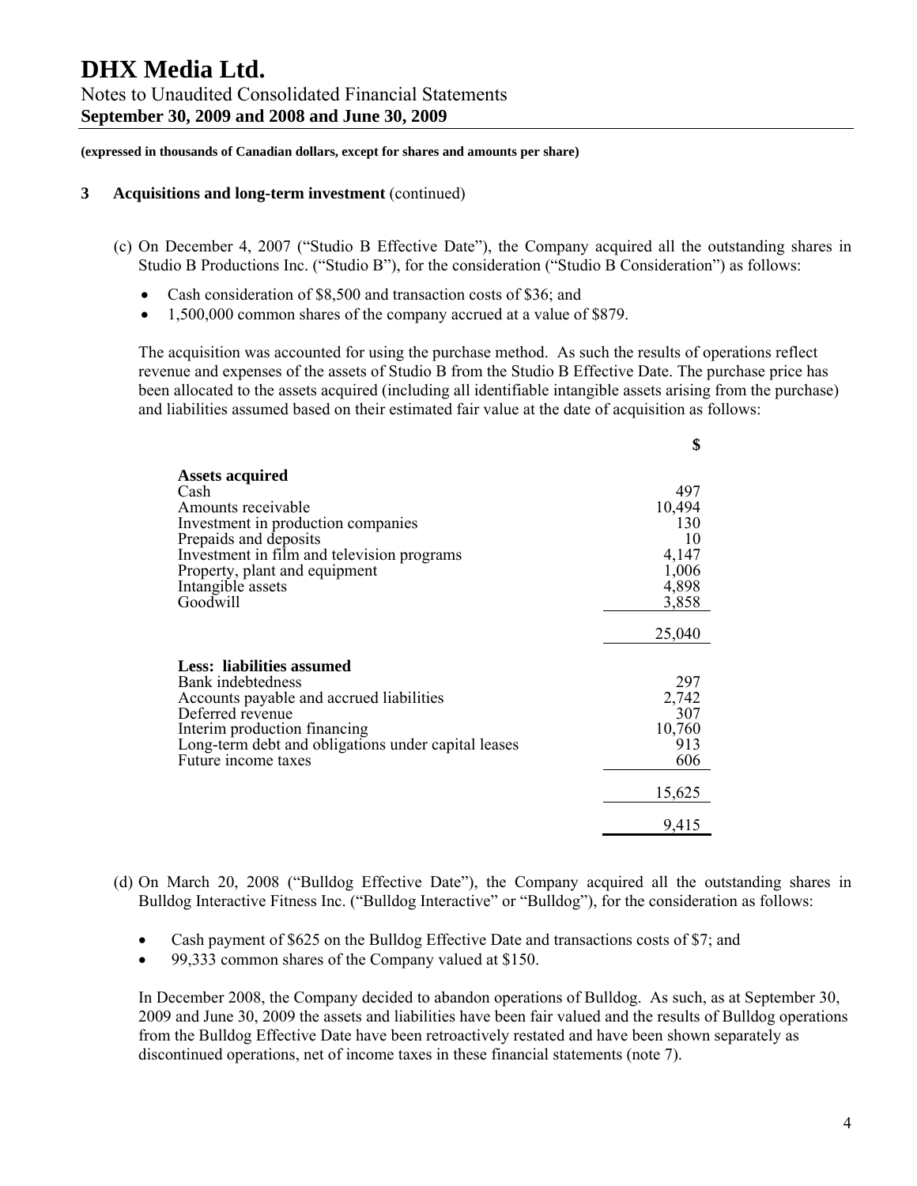**(expressed in thousands of Canadian dollars, except for shares and amounts per share)**

## 3 Acquisitions and long-term investment (continued)

(c) On December 4, 2007 ("Studio B Effective Date"), the Company acquired all the outstanding shares in Studio B Productions Inc. ("Studio B"), for the consideration ("Studio B Consideration") as follows:

- Cash consideration of $8,500 and transaction costs of $36; and
- 1,500,000 common shares of the company accrued at a value of $879.

The acquisition was accounted for using the purchase method. As such the results of operations reflect revenue and expenses of the assets of Studio B from the Studio B Effective Date. The purchase price has been allocated to the assets acquired (including all identifiable intangible assets arising from the purchase) and liabilities assumed based on their estimated fair value at the date of acquisition as follows:

| | $ |
|---|---|
| **Assets acquired** | |
| Cash | 497 |
| Amounts receivable | 10,494 |
| Investment in production companies | 130 |
| Prepaids and deposits | 10 |
| Investment in film and television programs | 4,147 |
| Property, plant and equipment | 1,006 |
| Intangible assets | 4,898 |
| Goodwill | 3,858 |
| | 25,040 |
| **Less: liabilities assumed** | |
| Bank indebtedness | 297 |
| Accounts payable and accrued liabilities | 2,742 |
| Deferred revenue | 307 |
| Interim production financing | 10,760 |
| Long-term debt and obligations under capital leases | 913 |
| Future income taxes | 606 |
| | 15,625 |
| | 9,415 |

(d) On March 20, 2008 ("Bulldog Effective Date"), the Company acquired all the outstanding shares in Bulldog Interactive Fitness Inc. ("Bulldog Interactive" or "Bulldog"), for the consideration as follows:

- Cash payment of $625 on the Bulldog Effective Date and transactions costs of $7; and
- 99,333 common shares of the Company valued at $150.

In December 2008, the Company decided to abandon operations of Bulldog. As such, as at September 30, 2009 and June 30, 2009 the assets and liabilities have been fair valued and the results of Bulldog operations from the Bulldog Effective Date have been retroactively restated and have been shown separately as discontinued operations, net of income taxes in these financial statements (note 7).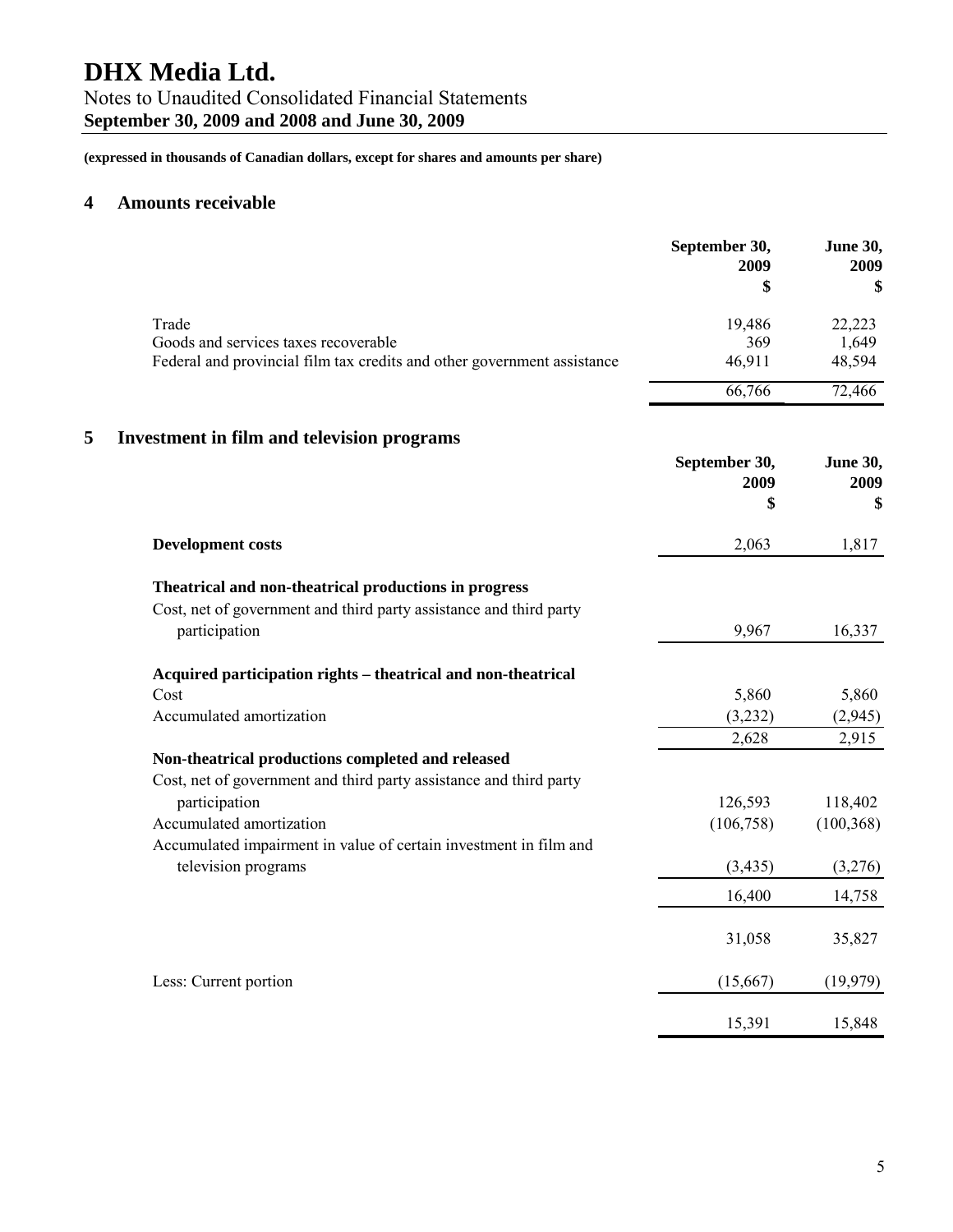**(expressed in thousands of Canadian dollars, except for shares and amounts per share)**

## 4 Amounts receivable

| | September 30, 2009 $ | June 30, 2009 $ |
|---|---|---|
| Trade | 19,486 | 22,223 |
| Goods and services taxes recoverable | 369 | 1,649 |
| Federal and provincial film tax credits and other government assistance | 46,911 | 48,594 |
| | 66,766 | 72,466 |

## 5 Investment in film and television programs

| | September 30, 2009 $ | June 30, 2009 $ |
|---|---|---|
| **Development costs** | 2,063 | 1,817 |
| **Theatrical and non-theatrical productions in progress** | | |
| Cost, net of government and third party assistance and third party participation | 9,967 | 16,337 |
| **Acquired participation rights – theatrical and non-theatrical** | | |
| Cost | 5,860 | 5,860 |
| Accumulated amortization | (3,232) | (2,945) |
| | 2,628 | 2,915 |
| **Non-theatrical productions completed and released** | | |
| Cost, net of government and third party assistance and third party participation | 126,593 | 118,402 |
| Accumulated amortization | (106,758) | (100,368) |
| Accumulated impairment in value of certain investment in film and television programs | (3,435) | (3,276) |
| | 16,400 | 14,758 |
| | 31,058 | 35,827 |
| Less: Current portion | (15,667) | (19,979) |
| | 15,391 | 15,848 |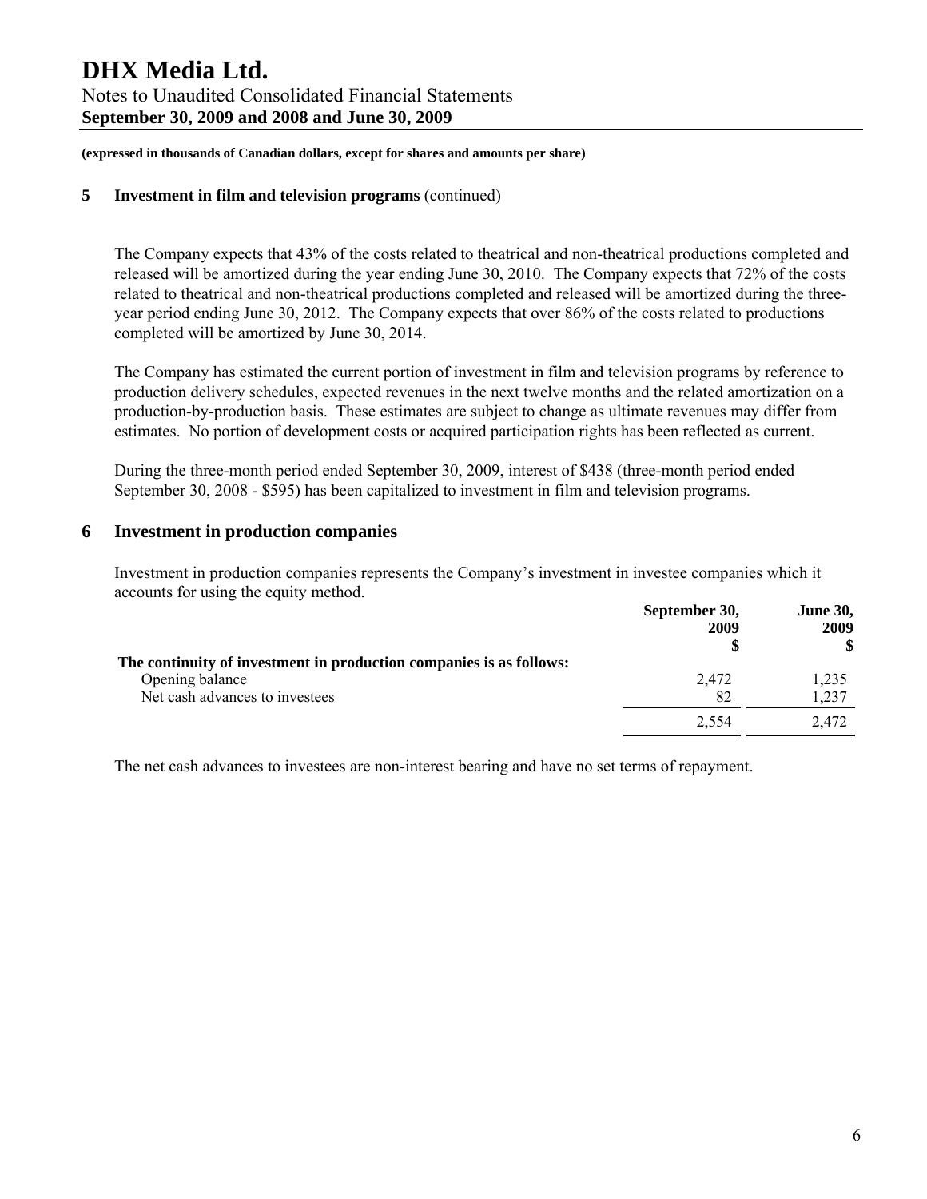**(expressed in thousands of Canadian dollars, except for shares and amounts per share)**

## 5 Investment in film and television programs (continued)

The Company expects that 43% of the costs related to theatrical and non-theatrical productions completed and released will be amortized during the year ending June 30, 2010. The Company expects that 72% of the costs related to theatrical and non-theatrical productions completed and released will be amortized during the three-year period ending June 30, 2012. The Company expects that over 86% of the costs related to productions completed will be amortized by June 30, 2014.

The Company has estimated the current portion of investment in film and television programs by reference to production delivery schedules, expected revenues in the next twelve months and the related amortization on a production-by-production basis. These estimates are subject to change as ultimate revenues may differ from estimates. No portion of development costs or acquired participation rights has been reflected as current.

During the three-month period ended September 30, 2009, interest of $438 (three-month period ended September 30, 2008 - $595) has been capitalized to investment in film and television programs.

## 6 Investment in production companies

Investment in production companies represents the Company's investment in investee companies which it accounts for using the equity method.

| | September 30, 2009 $ | June 30, 2009 $ |
|---|---|---|
| **The continuity of investment in production companies is as follows:** | | |
| Opening balance | 2,472 | 1,235 |
| Net cash advances to investees | 82 | 1,237 |
| | 2,554 | 2,472 |

The net cash advances to investees are non-interest bearing and have no set terms of repayment.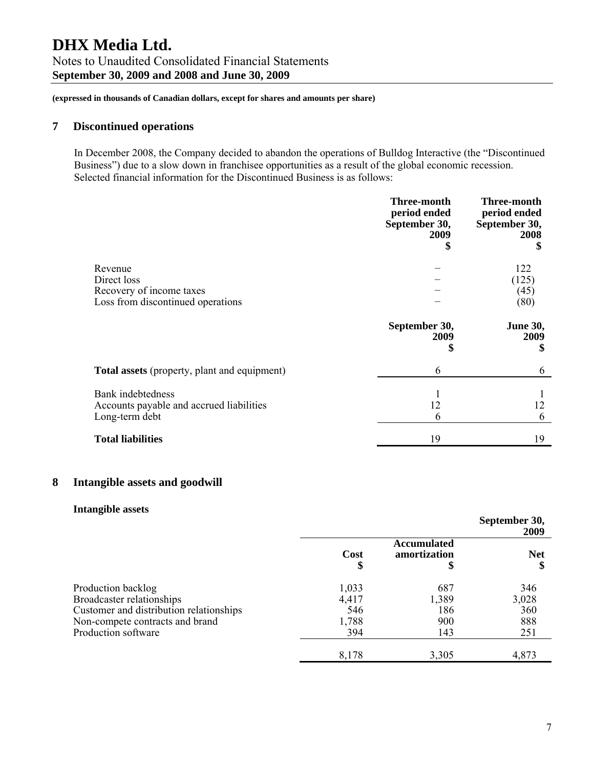# DHX Media Ltd.

Notes to Unaudited Consolidated Financial Statements
**September 30, 2009 and 2008 and June 30, 2009**

**(expressed in thousands of Canadian dollars, except for shares and amounts per share)**

## 7 Discontinued operations

In December 2008, the Company decided to abandon the operations of Bulldog Interactive (the "Discontinued Business") due to a slow down in franchisee opportunities as a result of the global economic recession. Selected financial information for the Discontinued Business is as follows:

| | Three-month period ended September 30, 2009 $ | Three-month period ended September 30, 2008 $ |
|---|---|---|
| Revenue | − | 122 |
| Direct loss | − | (125) |
| Recovery of income taxes | − | (45) |
| Loss from discontinued operations | − | (80) |

| | September 30, 2009 $ | June 30, 2009 $ |
|---|---|---|
| **Total assets** (property, plant and equipment) | 6 | 6 |
| Bank indebtedness | 1 | 1 |
| Accounts payable and accrued liabilities | 12 | 12 |
| Long-term debt | 6 | 6 |
| **Total liabilities** | 19 | 19 |

## 8 Intangible assets and goodwill

### Intangible assets

| | | | September 30, 2009 |
|---|---|---|---|
| | Cost $ | Accumulated amortization $ | Net $ |
| Production backlog | 1,033 | 687 | 346 |
| Broadcaster relationships | 4,417 | 1,389 | 3,028 |
| Customer and distribution relationships | 546 | 186 | 360 |
| Non-compete contracts and brand | 1,788 | 900 | 888 |
| Production software | 394 | 143 | 251 |
| | 8,178 | 3,305 | 4,873 |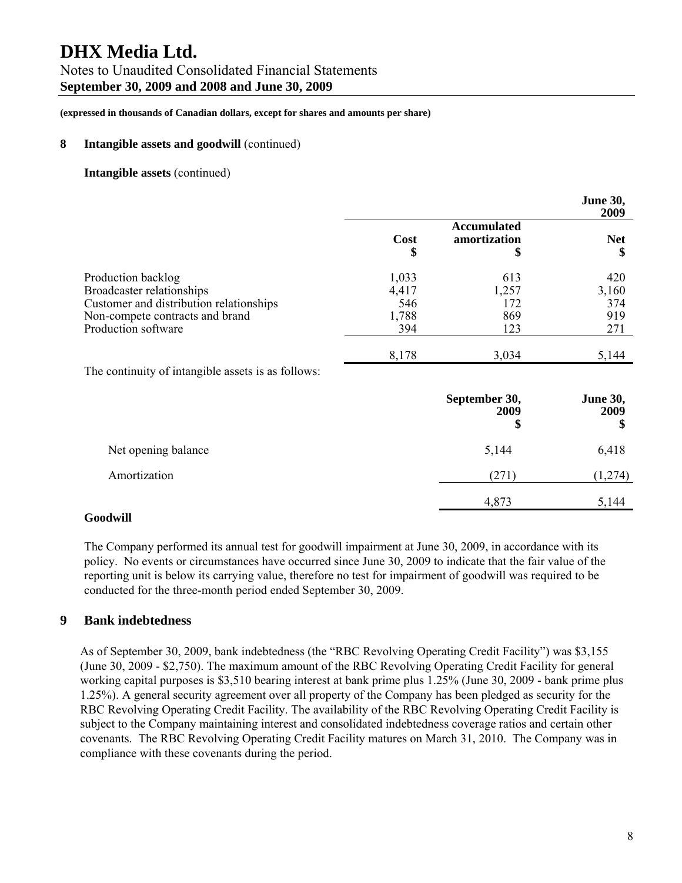**(expressed in thousands of Canadian dollars, except for shares and amounts per share)**

## 8 Intangible assets and goodwill (continued)

**Intangible assets** (continued)

| | | | June 30, 2009 |
|---|---|---|---|
| | **Cost** **$** | **Accumulated amortization** **$** | **Net** **$** |
| Production backlog | 1,033 | 613 | 420 |
| Broadcaster relationships | 4,417 | 1,257 | 3,160 |
| Customer and distribution relationships | 546 | 172 | 374 |
| Non-compete contracts and brand | 1,788 | 869 | 919 |
| Production software | 394 | 123 | 271 |
| | 8,178 | 3,034 | 5,144 |

The continuity of intangible assets is as follows:

| | **September 30, 2009** **$** | **June 30, 2009** **$** |
|---|---|---|
| Net opening balance | 5,144 | 6,418 |
| Amortization | (271) | (1,274) |
| | 4,873 | 5,144 |

**Goodwill**

The Company performed its annual test for goodwill impairment at June 30, 2009, in accordance with its policy. No events or circumstances have occurred since June 30, 2009 to indicate that the fair value of the reporting unit is below its carrying value, therefore no test for impairment of goodwill was required to be conducted for the three-month period ended September 30, 2009.

## 9 Bank indebtedness

As of September 30, 2009, bank indebtedness (the "RBC Revolving Operating Credit Facility") was $3,155 (June 30, 2009 - $2,750). The maximum amount of the RBC Revolving Operating Credit Facility for general working capital purposes is $3,510 bearing interest at bank prime plus 1.25% (June 30, 2009 - bank prime plus 1.25%). A general security agreement over all property of the Company has been pledged as security for the RBC Revolving Operating Credit Facility. The availability of the RBC Revolving Operating Credit Facility is subject to the Company maintaining interest and consolidated indebtedness coverage ratios and certain other covenants. The RBC Revolving Operating Credit Facility matures on March 31, 2010. The Company was in compliance with these covenants during the period.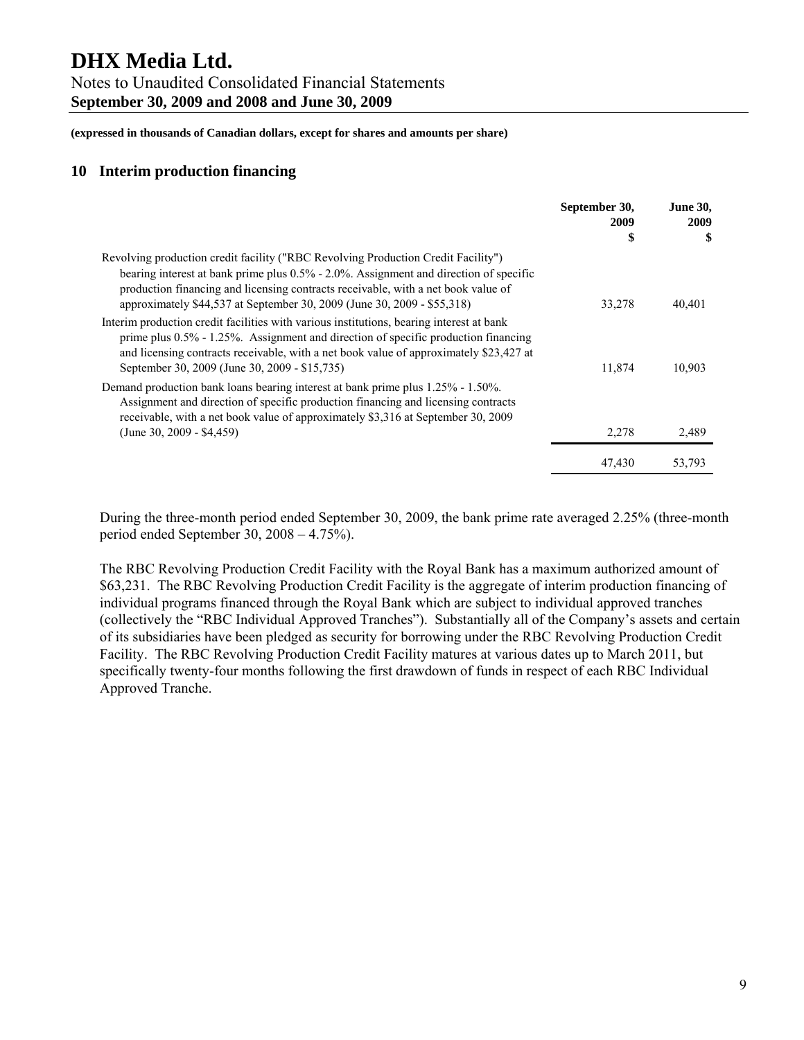**(expressed in thousands of Canadian dollars, except for shares and amounts per share)**

## 10 Interim production financing

| | September 30, 2009 $ | June 30, 2009 $ |
|---|---|---|
| Revolving production credit facility ("RBC Revolving Production Credit Facility") bearing interest at bank prime plus 0.5% - 2.0%. Assignment and direction of specific production financing and licensing contracts receivable, with a net book value of approximately $44,537 at September 30, 2009 (June 30, 2009 - $55,318) | 33,278 | 40,401 |
| Interim production credit facilities with various institutions, bearing interest at bank prime plus 0.5% - 1.25%. Assignment and direction of specific production financing and licensing contracts receivable, with a net book value of approximately $23,427 at September 30, 2009 (June 30, 2009 - $15,735) | 11,874 | 10,903 |
| Demand production bank loans bearing interest at bank prime plus 1.25% - 1.50%. Assignment and direction of specific production financing and licensing contracts receivable, with a net book value of approximately $3,316 at September 30, 2009 (June 30, 2009 - $4,459) | 2,278 | 2,489 |
| | 47,430 | 53,793 |

During the three-month period ended September 30, 2009, the bank prime rate averaged 2.25% (three-month period ended September 30, 2008 – 4.75%).

The RBC Revolving Production Credit Facility with the Royal Bank has a maximum authorized amount of $63,231. The RBC Revolving Production Credit Facility is the aggregate of interim production financing of individual programs financed through the Royal Bank which are subject to individual approved tranches (collectively the "RBC Individual Approved Tranches"). Substantially all of the Company's assets and certain of its subsidiaries have been pledged as security for borrowing under the RBC Revolving Production Credit Facility. The RBC Revolving Production Credit Facility matures at various dates up to March 2011, but specifically twenty-four months following the first drawdown of funds in respect of each RBC Individual Approved Tranche.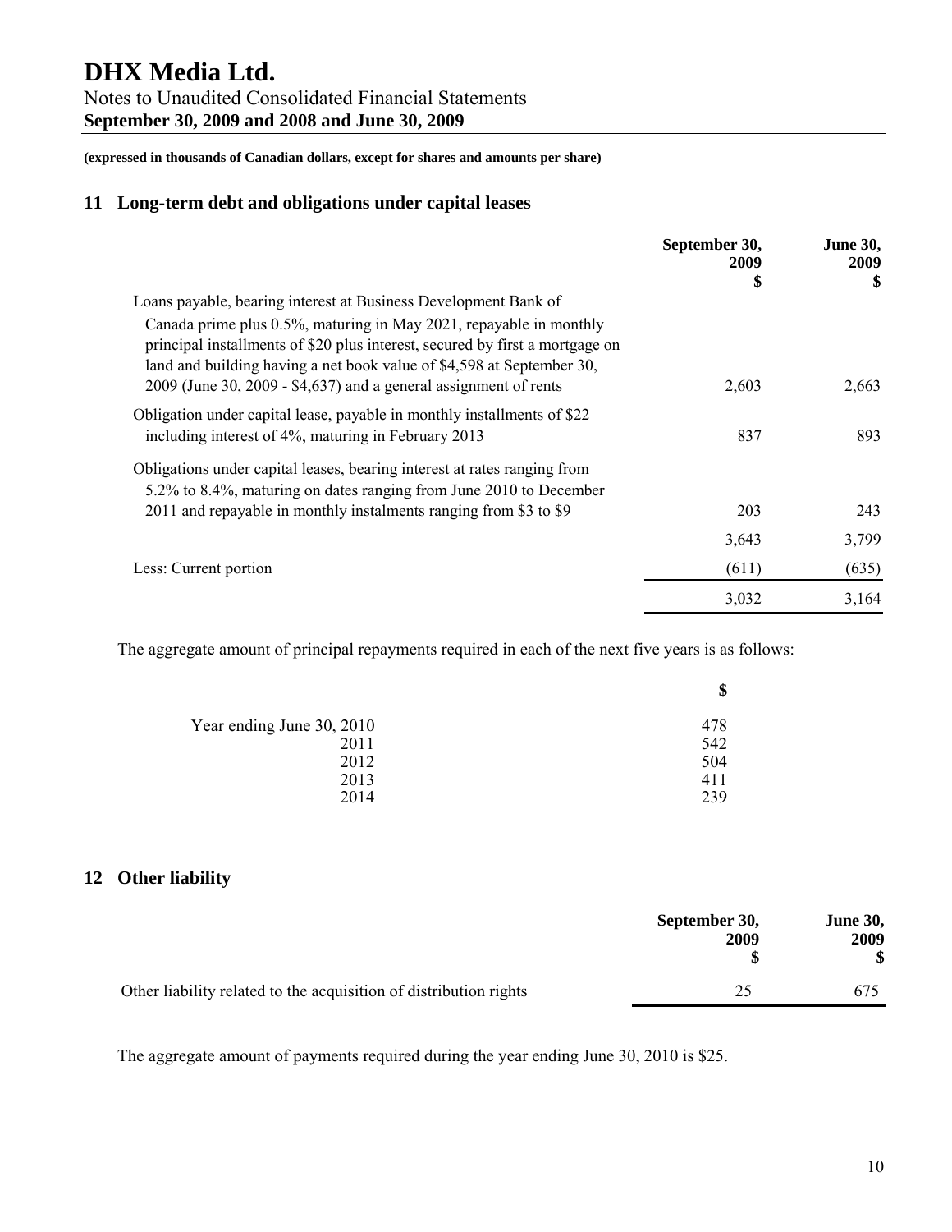**(expressed in thousands of Canadian dollars, except for shares and amounts per share)**

## 11 Long-term debt and obligations under capital leases

| | September 30, 2009 $ | June 30, 2009 $ |
|---|---|---|
| Loans payable, bearing interest at Business Development Bank of Canada prime plus 0.5%, maturing in May 2021, repayable in monthly principal installments of $20 plus interest, secured by first a mortgage on land and building having a net book value of $4,598 at September 30, 2009 (June 30, 2009 - $4,637) and a general assignment of rents | 2,603 | 2,663 |
| Obligation under capital lease, payable in monthly installments of $22 including interest of 4%, maturing in February 2013 | 837 | 893 |
| Obligations under capital leases, bearing interest at rates ranging from 5.2% to 8.4%, maturing on dates ranging from June 2010 to December 2011 and repayable in monthly instalments ranging from $3 to $9 | 203 | 243 |
| | 3,643 | 3,799 |
| Less: Current portion | (611) | (635) |
| | 3,032 | 3,164 |

The aggregate amount of principal repayments required in each of the next five years is as follows:

| | $ |
|---|---|
| Year ending June 30, 2010 | 478 |
| 2011 | 542 |
| 2012 | 504 |
| 2013 | 411 |
| 2014 | 239 |

## 12 Other liability

| | September 30, 2009 $ | June 30, 2009 $ |
|---|---|---|
| Other liability related to the acquisition of distribution rights | 25 | 675 |

The aggregate amount of payments required during the year ending June 30, 2010 is $25.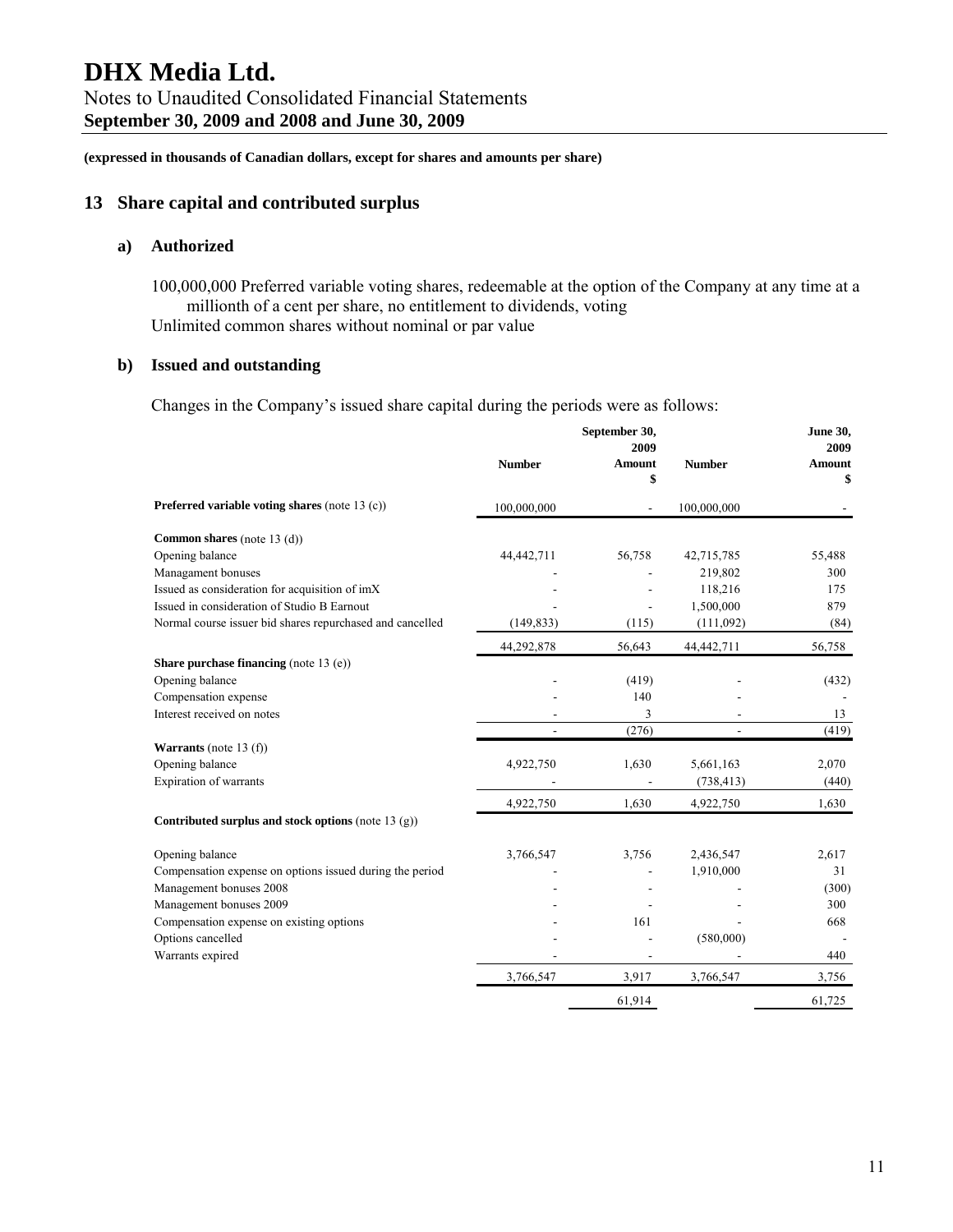# DHX Media Ltd.

Notes to Unaudited Consolidated Financial Statements
**September 30, 2009 and 2008 and June 30, 2009**

**(expressed in thousands of Canadian dollars, except for shares and amounts per share)**

## 13 Share capital and contributed surplus

### a) Authorized

100,000,000 Preferred variable voting shares, redeemable at the option of the Company at any time at a millionth of a cent per share, no entitlement to dividends, voting
Unlimited common shares without nominal or par value

### b) Issued and outstanding

Changes in the Company's issued share capital during the periods were as follows:

| | Number | September 30, 2009 Amount $ | Number | June 30, 2009 Amount $ |
|---|---|---|---|---|
| **Preferred variable voting shares** (note 13 (c)) | 100,000,000 | - | 100,000,000 | - |
| **Common shares** (note 13 (d)) | | | | |
| Opening balance | 44,442,711 | 56,758 | 42,715,785 | 55,488 |
| Managament bonuses | - | - | 219,802 | 300 |
| Issued as consideration for acquisition of imX | - | - | 118,216 | 175 |
| Issued in consideration of Studio B Earnout | - | - | 1,500,000 | 879 |
| Normal course issuer bid shares repurchased and cancelled | (149,833) | (115) | (111,092) | (84) |
| | 44,292,878 | 56,643 | 44,442,711 | 56,758 |
| **Share purchase financing** (note 13 (e)) | | | | |
| Opening balance | - | (419) | - | (432) |
| Compensation expense | - | 140 | - | - |
| Interest received on notes | - | 3 | - | 13 |
| | - | (276) | - | (419) |
| **Warrants** (note 13 (f)) | | | | |
| Opening balance | 4,922,750 | 1,630 | 5,661,163 | 2,070 |
| Expiration of warrants | - | - | (738,413) | (440) |
| | 4,922,750 | 1,630 | 4,922,750 | 1,630 |
| **Contributed surplus and stock options** (note 13 (g)) | | | | |
| Opening balance | 3,766,547 | 3,756 | 2,436,547 | 2,617 |
| Compensation expense on options issued during the period | - | - | 1,910,000 | 31 |
| Management bonuses 2008 | - | - | - | (300) |
| Management bonuses 2009 | - | - | - | 300 |
| Compensation expense on existing options | - | 161 | - | 668 |
| Options cancelled | - | - | (580,000) | - |
| Warrants expired | - | - | - | 440 |
| | 3,766,547 | 3,917 | 3,766,547 | 3,756 |
| | | 61,914 | | 61,725 |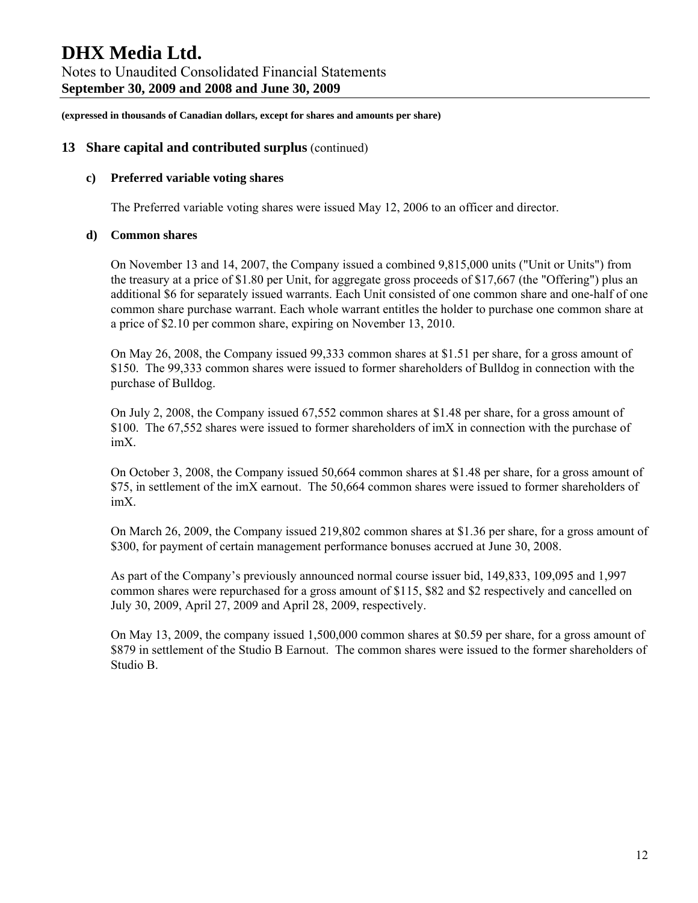**(expressed in thousands of Canadian dollars, except for shares and amounts per share)**

## 13 Share capital and contributed surplus (continued)

### c) Preferred variable voting shares

The Preferred variable voting shares were issued May 12, 2006 to an officer and director.

### d) Common shares

On November 13 and 14, 2007, the Company issued a combined 9,815,000 units ("Unit or Units") from the treasury at a price of $1.80 per Unit, for aggregate gross proceeds of $17,667 (the "Offering") plus an additional $6 for separately issued warrants. Each Unit consisted of one common share and one-half of one common share purchase warrant. Each whole warrant entitles the holder to purchase one common share at a price of $2.10 per common share, expiring on November 13, 2010.

On May 26, 2008, the Company issued 99,333 common shares at $1.51 per share, for a gross amount of $150. The 99,333 common shares were issued to former shareholders of Bulldog in connection with the purchase of Bulldog.

On July 2, 2008, the Company issued 67,552 common shares at $1.48 per share, for a gross amount of $100. The 67,552 shares were issued to former shareholders of imX in connection with the purchase of imX.

On October 3, 2008, the Company issued 50,664 common shares at $1.48 per share, for a gross amount of $75, in settlement of the imX earnout. The 50,664 common shares were issued to former shareholders of imX.

On March 26, 2009, the Company issued 219,802 common shares at $1.36 per share, for a gross amount of $300, for payment of certain management performance bonuses accrued at June 30, 2008.

As part of the Company's previously announced normal course issuer bid, 149,833, 109,095 and 1,997 common shares were repurchased for a gross amount of $115, $82 and $2 respectively and cancelled on July 30, 2009, April 27, 2009 and April 28, 2009, respectively.

On May 13, 2009, the company issued 1,500,000 common shares at $0.59 per share, for a gross amount of $879 in settlement of the Studio B Earnout. The common shares were issued to the former shareholders of Studio B.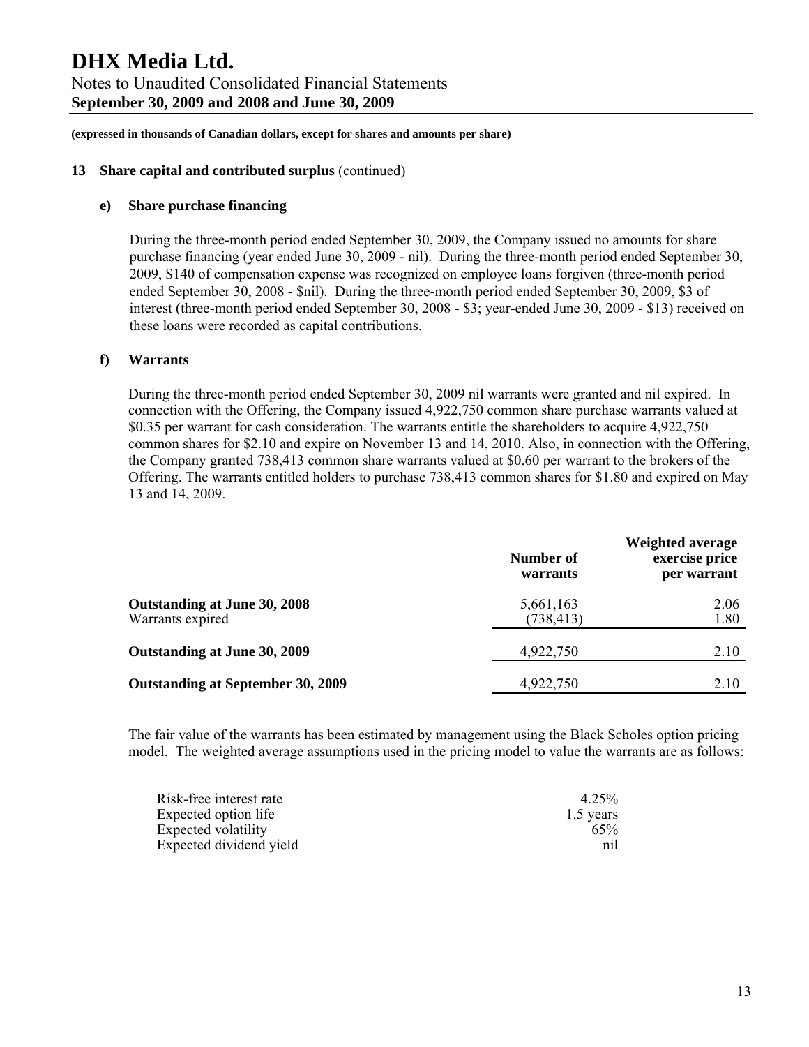**(expressed in thousands of Canadian dollars, except for shares and amounts per share)**

## 13 Share capital and contributed surplus (continued)

### e) Share purchase financing

During the three-month period ended September 30, 2009, the Company issued no amounts for share purchase financing (year ended June 30, 2009 - nil). During the three-month period ended September 30, 2009, $140 of compensation expense was recognized on employee loans forgiven (three-month period ended September 30, 2008 - $nil). During the three-month period ended September 30, 2009, $3 of interest (three-month period ended September 30, 2008 - $3; year-ended June 30, 2009 - $13) received on these loans were recorded as capital contributions.

### f) Warrants

During the three-month period ended September 30, 2009 nil warrants were granted and nil expired. In connection with the Offering, the Company issued 4,922,750 common share purchase warrants valued at $0.35 per warrant for cash consideration. The warrants entitle the shareholders to acquire 4,922,750 common shares for $2.10 and expire on November 13 and 14, 2010. Also, in connection with the Offering, the Company granted 738,413 common share warrants valued at $0.60 per warrant to the brokers of the Offering. The warrants entitled holders to purchase 738,413 common shares for $1.80 and expired on May 13 and 14, 2009.

| | Number of warrants | Weighted average exercise price per warrant |
|---|---|---|
| **Outstanding at June 30, 2008** | 5,661,163 | 2.06 |
| Warrants expired | (738,413) | 1.80 |
| **Outstanding at June 30, 2009** | 4,922,750 | 2.10 |
| **Outstanding at September 30, 2009** | 4,922,750 | 2.10 |

The fair value of the warrants has been estimated by management using the Black Scholes option pricing model. The weighted average assumptions used in the pricing model to value the warrants are as follows:

| | |
|---|---|
| Risk-free interest rate | 4.25% |
| Expected option life | 1.5 years |
| Expected volatility | 65% |
| Expected dividend yield | nil |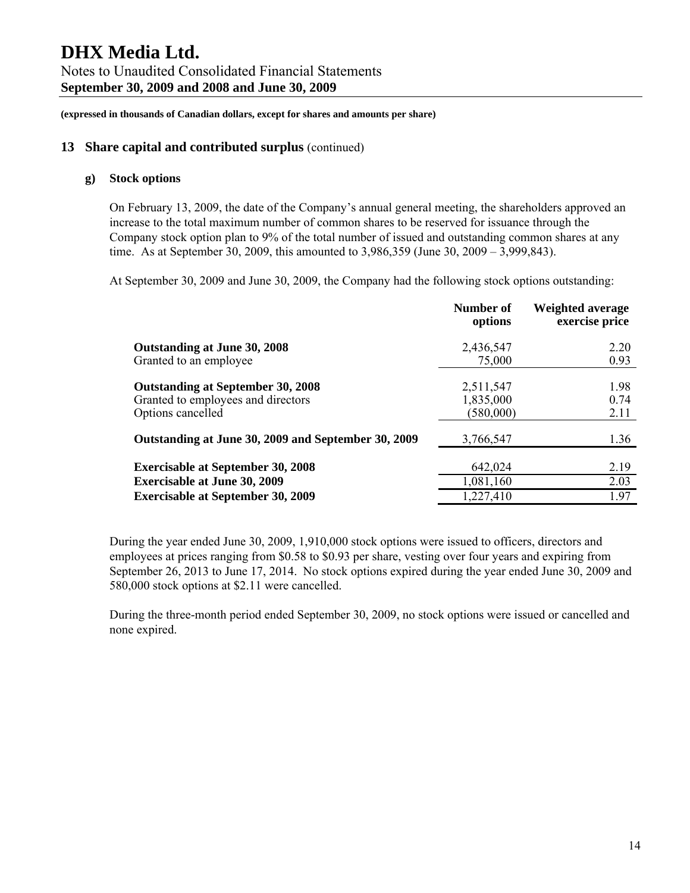# DHX Media Ltd.

Notes to Unaudited Consolidated Financial Statements
**September 30, 2009 and 2008 and June 30, 2009**

**(expressed in thousands of Canadian dollars, except for shares and amounts per share)**

## 13 Share capital and contributed surplus (continued)

### g) Stock options

On February 13, 2009, the date of the Company's annual general meeting, the shareholders approved an increase to the total maximum number of common shares to be reserved for issuance through the Company stock option plan to 9% of the total number of issued and outstanding common shares at any time. As at September 30, 2009, this amounted to 3,986,359 (June 30, 2009 – 3,999,843).

At September 30, 2009 and June 30, 2009, the Company had the following stock options outstanding:

| | Number of options | Weighted average exercise price |
|---|---|---|
| **Outstanding at June 30, 2008** | 2,436,547 | 2.20 |
| Granted to an employee | 75,000 | 0.93 |
| **Outstanding at September 30, 2008** | 2,511,547 | 1.98 |
| Granted to employees and directors | 1,835,000 | 0.74 |
| Options cancelled | (580,000) | 2.11 |
| **Outstanding at June 30, 2009 and September 30, 2009** | 3,766,547 | 1.36 |
| **Exercisable at September 30, 2008** | 642,024 | 2.19 |
| **Exercisable at June 30, 2009** | 1,081,160 | 2.03 |
| **Exercisable at September 30, 2009** | 1,227,410 | 1.97 |

During the year ended June 30, 2009, 1,910,000 stock options were issued to officers, directors and employees at prices ranging from $0.58 to $0.93 per share, vesting over four years and expiring from September 26, 2013 to June 17, 2014. No stock options expired during the year ended June 30, 2009 and 580,000 stock options at $2.11 were cancelled.

During the three-month period ended September 30, 2009, no stock options were issued or cancelled and none expired.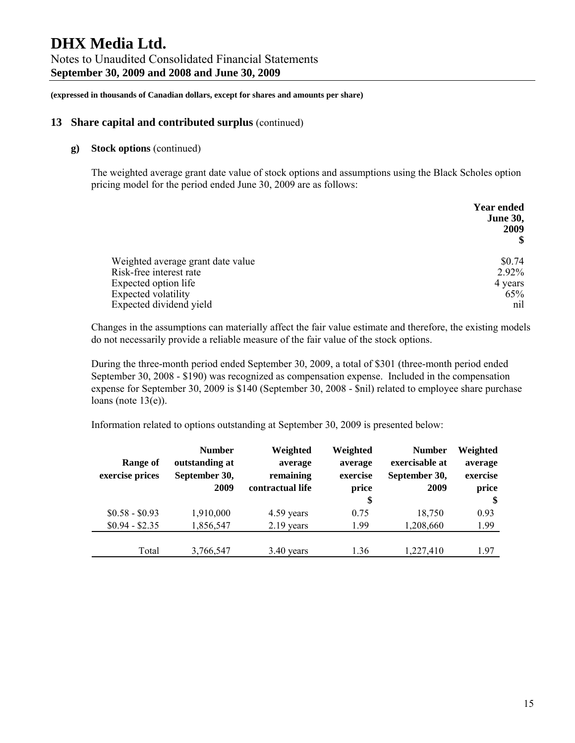**(expressed in thousands of Canadian dollars, except for shares and amounts per share)**

## 13 Share capital and contributed surplus (continued)

### g) Stock options (continued)

The weighted average grant date value of stock options and assumptions using the Black Scholes option pricing model for the period ended June 30, 2009 are as follows:

| | Year ended June 30, 2009 $ |
|---|---|
| Weighted average grant date value | \$0.74 |
| Risk-free interest rate | 2.92% |
| Expected option life | 4 years |
| Expected volatility | 65% |
| Expected dividend yield | nil |

Changes in the assumptions can materially affect the fair value estimate and therefore, the existing models do not necessarily provide a reliable measure of the fair value of the stock options.

During the three-month period ended September 30, 2009, a total of \$301 (three-month period ended September 30, 2008 - \$190) was recognized as compensation expense. Included in the compensation expense for September 30, 2009 is \$140 (September 30, 2008 - \$nil) related to employee share purchase loans (note 13(e)).

Information related to options outstanding at September 30, 2009 is presented below:

| Range of exercise prices | Number outstanding at September 30, 2009 | Weighted average remaining contractual life | Weighted average exercise price $ | Number exercisable at September 30, 2009 | Weighted average exercise price $ |
|---|---|---|---|---|---|
| \$0.58 - \$0.93 | 1,910,000 | 4.59 years | 0.75 | 18,750 | 0.93 |
| \$0.94 - \$2.35 | 1,856,547 | 2.19 years | 1.99 | 1,208,660 | 1.99 |
| Total | 3,766,547 | 3.40 years | 1.36 | 1,227,410 | 1.97 |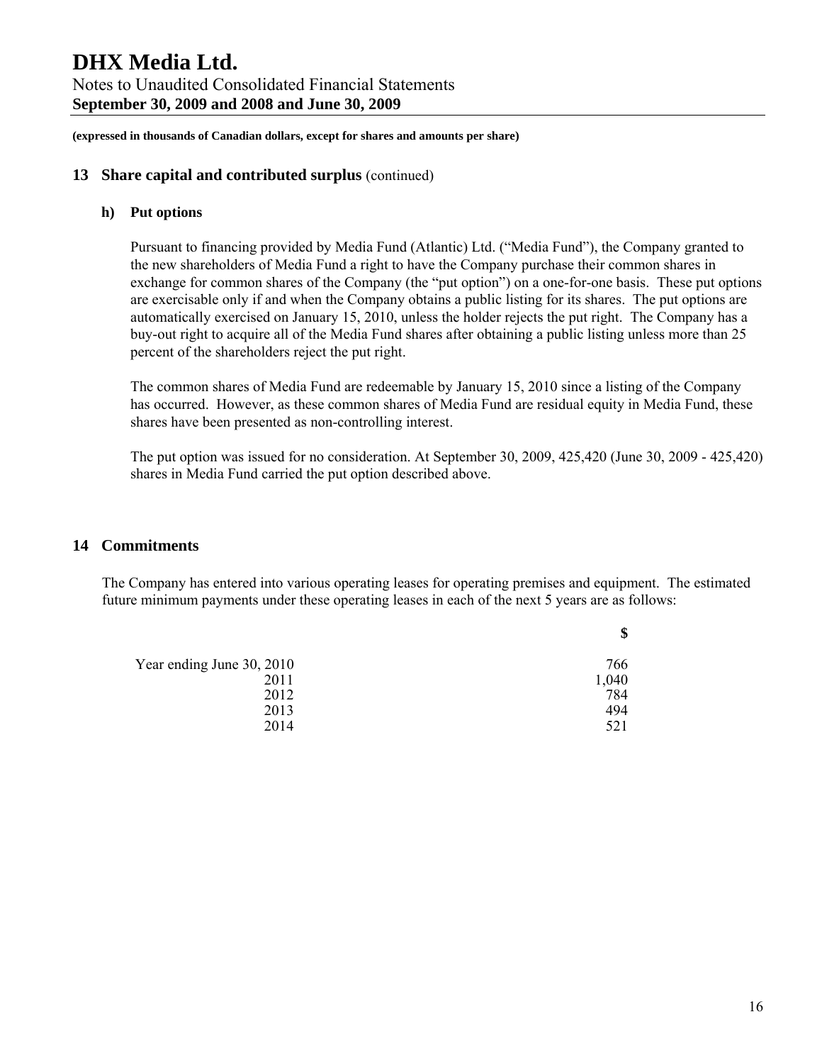**(expressed in thousands of Canadian dollars, except for shares and amounts per share)**

## 13 Share capital and contributed surplus (continued)

### h) Put options

Pursuant to financing provided by Media Fund (Atlantic) Ltd. ("Media Fund"), the Company granted to the new shareholders of Media Fund a right to have the Company purchase their common shares in exchange for common shares of the Company (the "put option") on a one-for-one basis. These put options are exercisable only if and when the Company obtains a public listing for its shares. The put options are automatically exercised on January 15, 2010, unless the holder rejects the put right. The Company has a buy-out right to acquire all of the Media Fund shares after obtaining a public listing unless more than 25 percent of the shareholders reject the put right.

The common shares of Media Fund are redeemable by January 15, 2010 since a listing of the Company has occurred. However, as these common shares of Media Fund are residual equity in Media Fund, these shares have been presented as non-controlling interest.

The put option was issued for no consideration. At September 30, 2009, 425,420 (June 30, 2009 - 425,420) shares in Media Fund carried the put option described above.

## 14 Commitments

The Company has entered into various operating leases for operating premises and equipment. The estimated future minimum payments under these operating leases in each of the next 5 years are as follows:

| | $ |
|---|---|
| Year ending June 30, 2010 | 766 |
| 2011 | 1,040 |
| 2012 | 784 |
| 2013 | 494 |
| 2014 | 521 |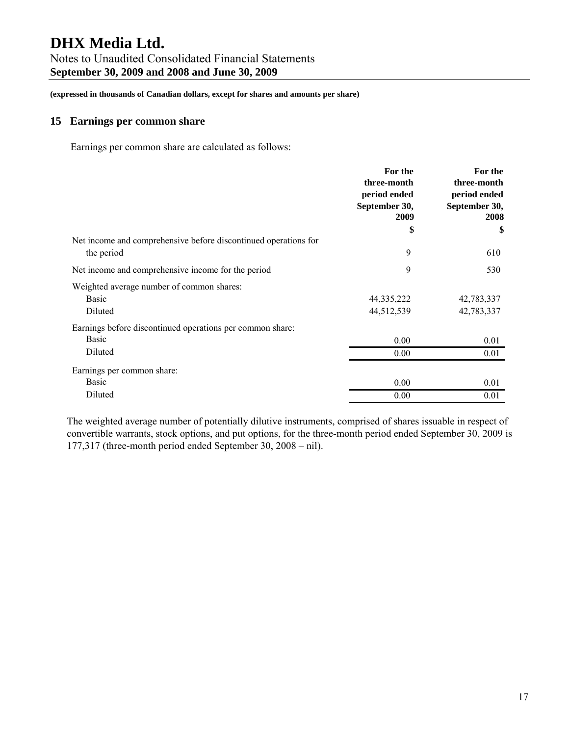**(expressed in thousands of Canadian dollars, except for shares and amounts per share)**

## 15 Earnings per common share

Earnings per common share are calculated as follows:

| | For the three-month period ended September 30, 2009 | For the three-month period ended September 30, 2008 |
|---|---|---|
| | $ | $ |
| Net income and comprehensive before discontinued operations for the period | 9 | 610 |
| Net income and comprehensive income for the period | 9 | 530 |
| Weighted average number of common shares: | | |
| Basic | 44,335,222 | 42,783,337 |
| Diluted | 44,512,539 | 42,783,337 |
| Earnings before discontinued operations per common share: | | |
| Basic | 0.00 | 0.01 |
| Diluted | 0.00 | 0.01 |
| Earnings per common share: | | |
| Basic | 0.00 | 0.01 |
| Diluted | 0.00 | 0.01 |

The weighted average number of potentially dilutive instruments, comprised of shares issuable in respect of convertible warrants, stock options, and put options, for the three-month period ended September 30, 2009 is 177,317 (three-month period ended September 30, 2008 – nil).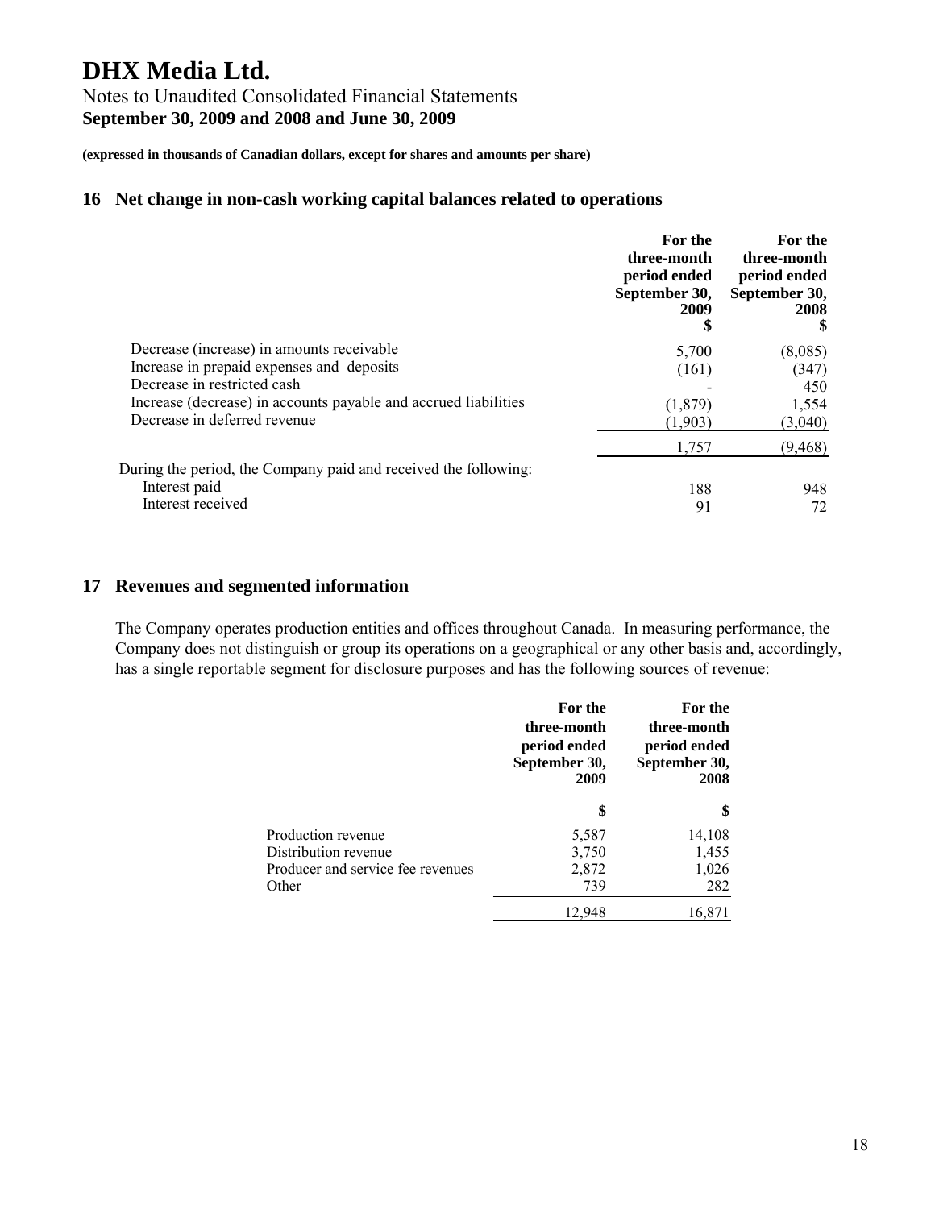# DHX Media Ltd.

Notes to Unaudited Consolidated Financial Statements
**September 30, 2009 and 2008 and June 30, 2009**

**(expressed in thousands of Canadian dollars, except for shares and amounts per share)**

## 16 Net change in non-cash working capital balances related to operations

| | For the three-month period ended September 30, 2009 $ | For the three-month period ended September 30, 2008 $ |
|---|---|---|
| Decrease (increase) in amounts receivable | 5,700 | (8,085) |
| Increase in prepaid expenses and deposits | (161) | (347) |
| Decrease in restricted cash | - | 450 |
| Increase (decrease) in accounts payable and accrued liabilities | (1,879) | 1,554 |
| Decrease in deferred revenue | (1,903) | (3,040) |
| | 1,757 | (9,468) |
| During the period, the Company paid and received the following: | | |
| Interest paid | 188 | 948 |
| Interest received | 91 | 72 |

## 17 Revenues and segmented information

The Company operates production entities and offices throughout Canada. In measuring performance, the Company does not distinguish or group its operations on a geographical or any other basis and, accordingly, has a single reportable segment for disclosure purposes and has the following sources of revenue:

| | For the three-month period ended September 30, 2009 | For the three-month period ended September 30, 2008 |
|---|---|---|
| | $ | $ |
| Production revenue | 5,587 | 14,108 |
| Distribution revenue | 3,750 | 1,455 |
| Producer and service fee revenues | 2,872 | 1,026 |
| Other | 739 | 282 |
| | 12,948 | 16,871 |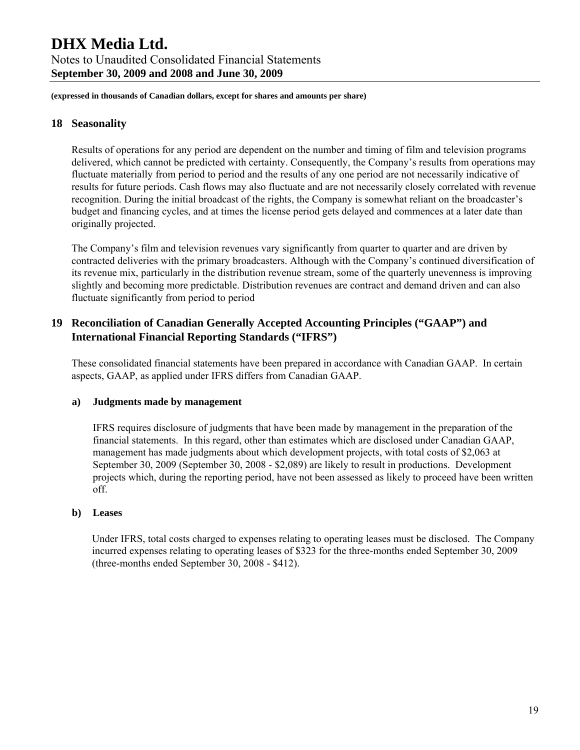**(expressed in thousands of Canadian dollars, except for shares and amounts per share)**

## 18 Seasonality

Results of operations for any period are dependent on the number and timing of film and television programs delivered, which cannot be predicted with certainty. Consequently, the Company's results from operations may fluctuate materially from period to period and the results of any one period are not necessarily indicative of results for future periods. Cash flows may also fluctuate and are not necessarily closely correlated with revenue recognition. During the initial broadcast of the rights, the Company is somewhat reliant on the broadcaster's budget and financing cycles, and at times the license period gets delayed and commences at a later date than originally projected.

The Company's film and television revenues vary significantly from quarter to quarter and are driven by contracted deliveries with the primary broadcasters. Although with the Company's continued diversification of its revenue mix, particularly in the distribution revenue stream, some of the quarterly unevenness is improving slightly and becoming more predictable. Distribution revenues are contract and demand driven and can also fluctuate significantly from period to period

## 19 Reconciliation of Canadian Generally Accepted Accounting Principles ("GAAP") and International Financial Reporting Standards ("IFRS")

These consolidated financial statements have been prepared in accordance with Canadian GAAP. In certain aspects, GAAP, as applied under IFRS differs from Canadian GAAP.

### a) Judgments made by management

IFRS requires disclosure of judgments that have been made by management in the preparation of the financial statements. In this regard, other than estimates which are disclosed under Canadian GAAP, management has made judgments about which development projects, with total costs of $2,063 at September 30, 2009 (September 30, 2008 - $2,089) are likely to result in productions. Development projects which, during the reporting period, have not been assessed as likely to proceed have been written off.

### b) Leases

Under IFRS, total costs charged to expenses relating to operating leases must be disclosed. The Company incurred expenses relating to operating leases of $323 for the three-months ended September 30, 2009 (three-months ended September 30, 2008 - $412).